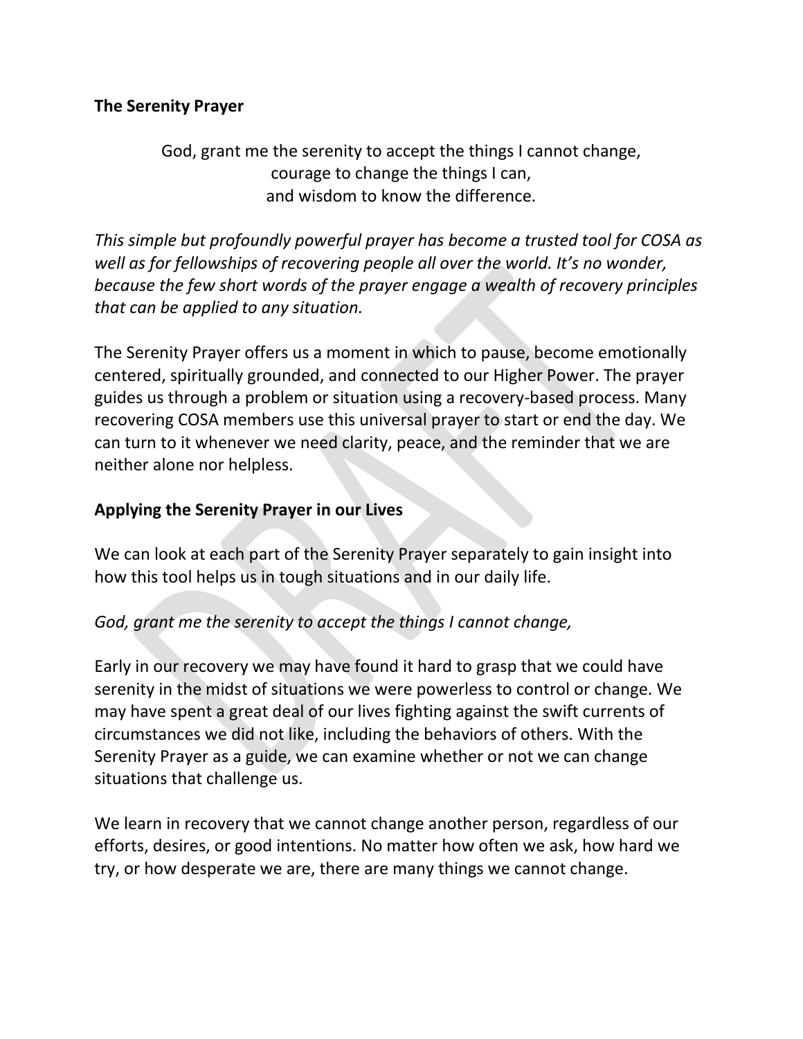**The Serenity Prayer**

God, grant me the serenity to accept the things I cannot change,
courage to change the things I can,
and wisdom to know the difference.

*This simple but profoundly powerful prayer has become a trusted tool for COSA as well as for fellowships of recovering people all over the world. It's no wonder, because the few short words of the prayer engage a wealth of recovery principles that can be applied to any situation.*

The Serenity Prayer offers us a moment in which to pause, become emotionally centered, spiritually grounded, and connected to our Higher Power. The prayer guides us through a problem or situation using a recovery-based process. Many recovering COSA members use this universal prayer to start or end the day. We can turn to it whenever we need clarity, peace, and the reminder that we are neither alone nor helpless.

## Applying the Serenity Prayer in our Lives

We can look at each part of the Serenity Prayer separately to gain insight into how this tool helps us in tough situations and in our daily life.

*God, grant me the serenity to accept the things I cannot change,*

Early in our recovery we may have found it hard to grasp that we could have serenity in the midst of situations we were powerless to control or change. We may have spent a great deal of our lives fighting against the swift currents of circumstances we did not like, including the behaviors of others. With the Serenity Prayer as a guide, we can examine whether or not we can change situations that challenge us.

We learn in recovery that we cannot change another person, regardless of our efforts, desires, or good intentions. No matter how often we ask, how hard we try, or how desperate we are, there are many things we cannot change.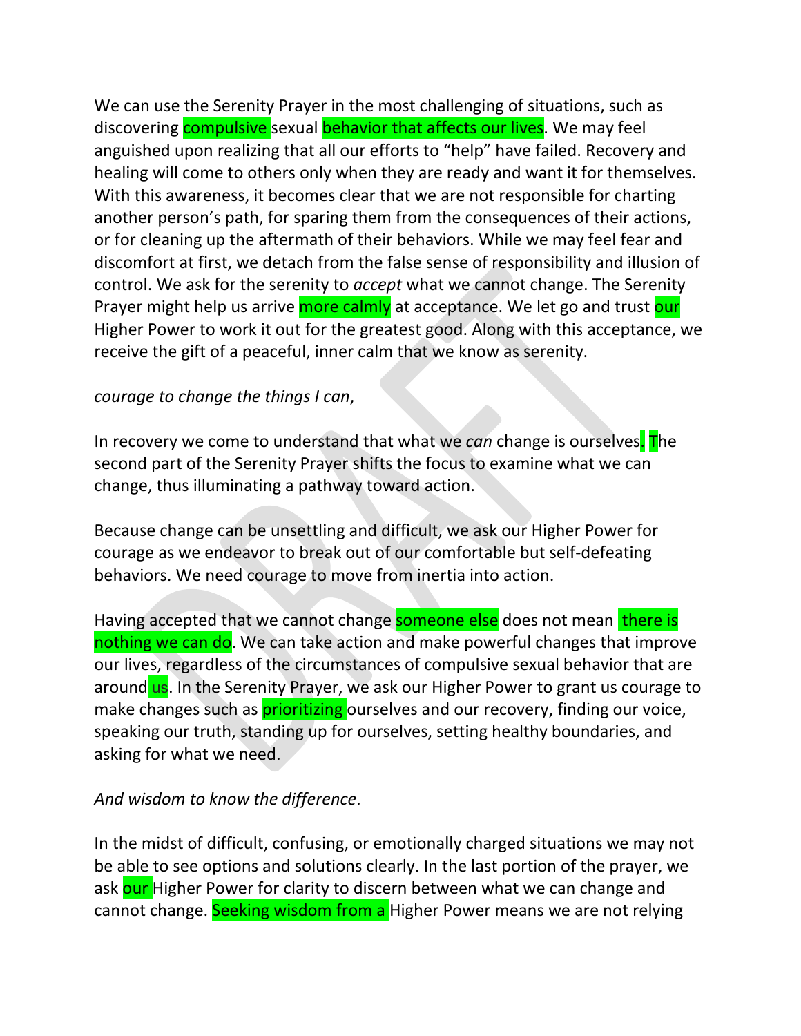We can use the Serenity Prayer in the most challenging of situations, such as discovering compulsive sexual behavior that affects our lives. We may feel anguished upon realizing that all our efforts to "help" have failed. Recovery and healing will come to others only when they are ready and want it for themselves. With this awareness, it becomes clear that we are not responsible for charting another person's path, for sparing them from the consequences of their actions, or for cleaning up the aftermath of their behaviors. While we may feel fear and discomfort at first, we detach from the false sense of responsibility and illusion of control. We ask for the serenity to *accept* what we cannot change. The Serenity Prayer might help us arrive more calmly at acceptance. We let go and trust our Higher Power to work it out for the greatest good. Along with this acceptance, we receive the gift of a peaceful, inner calm that we know as serenity.

*courage to change the things I can*,

In recovery we come to understand that what we *can* change is ourselves. The second part of the Serenity Prayer shifts the focus to examine what we can change, thus illuminating a pathway toward action.

Because change can be unsettling and difficult, we ask our Higher Power for courage as we endeavor to break out of our comfortable but self-defeating behaviors. We need courage to move from inertia into action.

Having accepted that we cannot change someone else does not mean there is nothing we can do. We can take action and make powerful changes that improve our lives, regardless of the circumstances of compulsive sexual behavior that are around us. In the Serenity Prayer, we ask our Higher Power to grant us courage to make changes such as prioritizing ourselves and our recovery, finding our voice, speaking our truth, standing up for ourselves, setting healthy boundaries, and asking for what we need.

*And wisdom to know the difference*.

In the midst of difficult, confusing, or emotionally charged situations we may not be able to see options and solutions clearly. In the last portion of the prayer, we ask our Higher Power for clarity to discern between what we can change and cannot change. Seeking wisdom from a Higher Power means we are not relying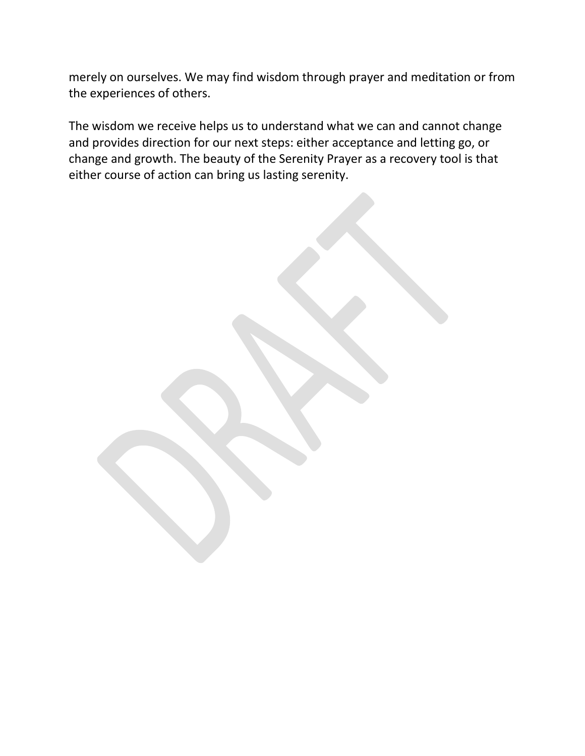merely on ourselves. We may find wisdom through prayer and meditation or from the experiences of others.

The wisdom we receive helps us to understand what we can and cannot change and provides direction for our next steps: either acceptance and letting go, or change and growth. The beauty of the Serenity Prayer as a recovery tool is that either course of action can bring us lasting serenity.